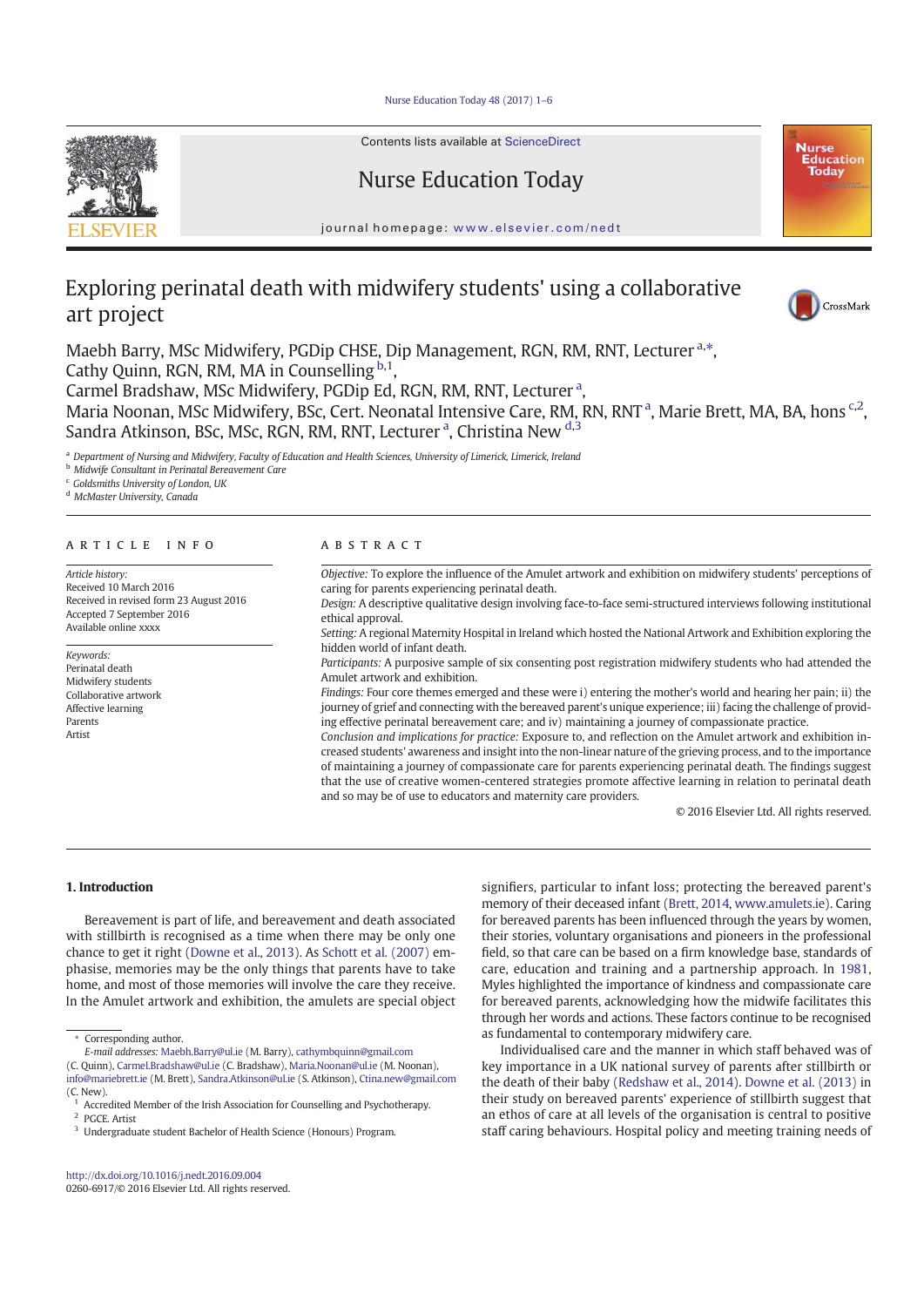Contents lists available at ScienceDirect

Nurse Education Today

journal homepage: www.elsevier.com/nedt

# Exploring perinatal death with midwifery students' using a collaborative art project

Maebh Barry, MSc Midwifery, PGDip CHSE, Dip Management, RGN, RM, RNT, Lecturer [a,*], Cathy Quinn, RGN, RM, MA in Counselling [b,1], Carmel Bradshaw, MSc Midwifery, PGDip Ed, RGN, RM, RNT, Lecturer [a], Maria Noonan, MSc Midwifery, BSc, Cert. Neonatal Intensive Care, RM, RN, RNT [a], Marie Brett, MA, BA, hons [c,2], Sandra Atkinson, BSc, MSc, RGN, RM, RNT, Lecturer [a], Christina New [d,3]

[a] Department of Nursing and Midwifery, Faculty of Education and Health Sciences, University of Limerick, Limerick, Ireland
[b] Midwife Consultant in Perinatal Bereavement Care
[c] Goldsmiths University of London, UK
[d] McMaster University, Canada

## ARTICLE INFO

*Article history:*
Received 10 March 2016
Received in revised form 23 August 2016
Accepted 7 September 2016
Available online xxxx

*Keywords:*
Perinatal death
Midwifery students
Collaborative artwork
Affective learning
Parents
Artist

## ABSTRACT

*Objective:* To explore the influence of the Amulet artwork and exhibition on midwifery students' perceptions of caring for parents experiencing perinatal death.
*Design:* A descriptive qualitative design involving face-to-face semi-structured interviews following institutional ethical approval.
*Setting:* A regional Maternity Hospital in Ireland which hosted the National Artwork and Exhibition exploring the hidden world of infant death.
*Participants:* A purposive sample of six consenting post registration midwifery students who had attended the Amulet artwork and exhibition.
*Findings:* Four core themes emerged and these were i) entering the mother's world and hearing her pain; ii) the journey of grief and connecting with the bereaved parent's unique experience; iii) facing the challenge of providing effective perinatal bereavement care; and iv) maintaining a journey of compassionate practice.
*Conclusion and implications for practice:* Exposure to, and reflection on the Amulet artwork and exhibition increased students' awareness and insight into the non-linear nature of the grieving process, and to the importance of maintaining a journey of compassionate care for parents experiencing perinatal death. The findings suggest that the use of creative women-centered strategies promote affective learning in relation to perinatal death and so may be of use to educators and maternity care providers.

© 2016 Elsevier Ltd. All rights reserved.

## 1. Introduction

Bereavement is part of life, and bereavement and death associated with stillbirth is recognised as a time when there may be only one chance to get it right (Downe et al., 2013). As Schott et al. (2007) emphasise, memories may be the only things that parents have to take home, and most of those memories will involve the care they receive. In the Amulet artwork and exhibition, the amulets are special object signifiers, particular to infant loss; protecting the bereaved parent's memory of their deceased infant (Brett, 2014, www.amulets.ie). Caring for bereaved parents has been influenced through the years by women, their stories, voluntary organisations and pioneers in the professional field, so that care can be based on a firm knowledge base, standards of care, education and training and a partnership approach. In 1981, Myles highlighted the importance of kindness and compassionate care for bereaved parents, acknowledging how the midwife facilitates this through her words and actions. These factors continue to be recognised as fundamental to contemporary midwifery care.

Individualised care and the manner in which staff behaved was of key importance in a UK national survey of parents after stillbirth or the death of their baby (Redshaw et al., 2014). Downe et al. (2013) in their study on bereaved parents' experience of stillbirth suggest that an ethos of care at all levels of the organisation is central to positive staff caring behaviours. Hospital policy and meeting training needs of

* Corresponding author.
E-mail addresses: Maebh.Barry@ul.ie (M. Barry), cathymbquinn@gmail.com (C. Quinn), Carmel.Bradshaw@ul.ie (C. Bradshaw), Maria.Noonan@ul.ie (M. Noonan), info@mariebrett.ie (M. Brett), Sandra.Atkinson@ul.ie (S. Atkinson), Ctina.new@gmail.com (C. New).
[1] Accredited Member of the Irish Association for Counselling and Psychotherapy.
[2] PGCE. Artist
[3] Undergraduate student Bachelor of Health Science (Honours) Program.

http://dx.doi.org/10.1016/j.nedt.2016.09.004
0260-6917/© 2016 Elsevier Ltd. All rights reserved.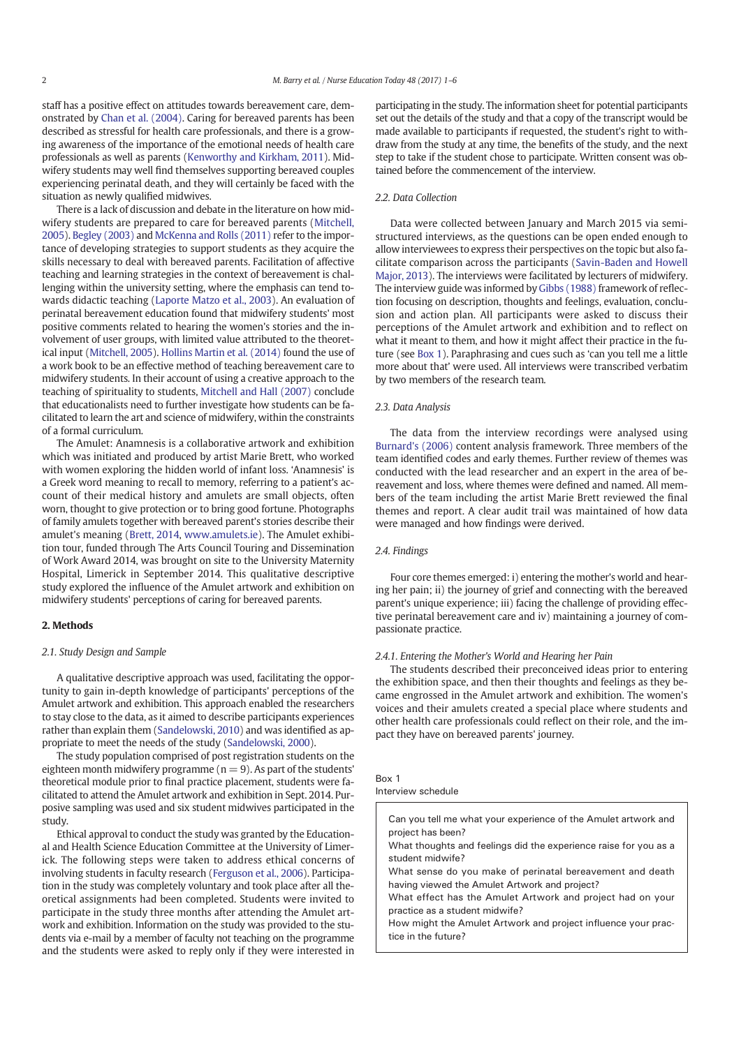staff has a positive effect on attitudes towards bereavement care, demonstrated by Chan et al. (2004). Caring for bereaved parents has been described as stressful for health care professionals, and there is a growing awareness of the importance of the emotional needs of health care professionals as well as parents (Kenworthy and Kirkham, 2011). Midwifery students may well find themselves supporting bereaved couples experiencing perinatal death, and they will certainly be faced with the situation as newly qualified midwives.

There is a lack of discussion and debate in the literature on how midwifery students are prepared to care for bereaved parents (Mitchell, 2005). Begley (2003) and McKenna and Rolls (2011) refer to the importance of developing strategies to support students as they acquire the skills necessary to deal with bereaved parents. Facilitation of affective teaching and learning strategies in the context of bereavement is challenging within the university setting, where the emphasis can tend towards didactic teaching (Laporte Matzo et al., 2003). An evaluation of perinatal bereavement education found that midwifery students' most positive comments related to hearing the women's stories and the involvement of user groups, with limited value attributed to the theoretical input (Mitchell, 2005). Hollins Martin et al. (2014) found the use of a work book to be an effective method of teaching bereavement care to midwifery students. In their account of using a creative approach to the teaching of spirituality to students, Mitchell and Hall (2007) conclude that educationalists need to further investigate how students can be facilitated to learn the art and science of midwifery, within the constraints of a formal curriculum.

The Amulet: Anamnesis is a collaborative artwork and exhibition which was initiated and produced by artist Marie Brett, who worked with women exploring the hidden world of infant loss. 'Anamnesis' is a Greek word meaning to recall to memory, referring to a patient's account of their medical history and amulets are small objects, often worn, thought to give protection or to bring good fortune. Photographs of family amulets together with bereaved parent's stories describe their amulet's meaning (Brett, 2014, www.amulets.ie). The Amulet exhibition tour, funded through The Arts Council Touring and Dissemination of Work Award 2014, was brought on site to the University Maternity Hospital, Limerick in September 2014. This qualitative descriptive study explored the influence of the Amulet artwork and exhibition on midwifery students' perceptions of caring for bereaved parents.

## 2. Methods

### 2.1. Study Design and Sample

A qualitative descriptive approach was used, facilitating the opportunity to gain in-depth knowledge of participants' perceptions of the Amulet artwork and exhibition. This approach enabled the researchers to stay close to the data, as it aimed to describe participants experiences rather than explain them (Sandelowski, 2010) and was identified as appropriate to meet the needs of the study (Sandelowski, 2000).

The study population comprised of post registration students on the eighteen month midwifery programme ($n = 9$). As part of the students' theoretical module prior to final practice placement, students were facilitated to attend the Amulet artwork and exhibition in Sept. 2014. Purposive sampling was used and six student midwives participated in the study.

Ethical approval to conduct the study was granted by the Educational and Health Science Education Committee at the University of Limerick. The following steps were taken to address ethical concerns of involving students in faculty research (Ferguson et al., 2006). Participation in the study was completely voluntary and took place after all theoretical assignments had been completed. Students were invited to participate in the study three months after attending the Amulet artwork and exhibition. Information on the study was provided to the students via e-mail by a member of faculty not teaching on the programme and the students were asked to reply only if they were interested in participating in the study. The information sheet for potential participants set out the details of the study and that a copy of the transcript would be made available to participants if requested, the student's right to withdraw from the study at any time, the benefits of the study, and the next step to take if the student chose to participate. Written consent was obtained before the commencement of the interview.

### 2.2. Data Collection

Data were collected between January and March 2015 via semi-structured interviews, as the questions can be open ended enough to allow interviewees to express their perspectives on the topic but also facilitate comparison across the participants (Savin-Baden and Howell Major, 2013). The interviews were facilitated by lecturers of midwifery. The interview guide was informed by Gibbs (1988) framework of reflection focusing on description, thoughts and feelings, evaluation, conclusion and action plan. All participants were asked to discuss their perceptions of the Amulet artwork and exhibition and to reflect on what it meant to them, and how it might affect their practice in the future (see Box 1). Paraphrasing and cues such as 'can you tell me a little more about that' were used. All interviews were transcribed verbatim by two members of the research team.

### 2.3. Data Analysis

The data from the interview recordings were analysed using Burnard's (2006) content analysis framework. Three members of the team identified codes and early themes. Further review of themes was conducted with the lead researcher and an expert in the area of bereavement and loss, where themes were defined and named. All members of the team including the artist Marie Brett reviewed the final themes and report. A clear audit trail was maintained of how data were managed and how findings were derived.

### 2.4. Findings

Four core themes emerged: i) entering the mother's world and hearing her pain; ii) the journey of grief and connecting with the bereaved parent's unique experience; iii) facing the challenge of providing effective perinatal bereavement care and iv) maintaining a journey of compassionate practice.

#### 2.4.1. Entering the Mother's World and Hearing her Pain

The students described their preconceived ideas prior to entering the exhibition space, and then their thoughts and feelings as they became engrossed in the Amulet artwork and exhibition. The women's voices and their amulets created a special place where students and other health care professionals could reflect on their role, and the impact they have on bereaved parents' journey.

**Box 1**
Interview schedule

> Can you tell me what your experience of the Amulet artwork and project has been?
> What thoughts and feelings did the experience raise for you as a student midwife?
> What sense do you make of perinatal bereavement and death having viewed the Amulet Artwork and project?
> What effect has the Amulet Artwork and project had on your practice as a student midwife?
> How might the Amulet Artwork and project influence your practice in the future?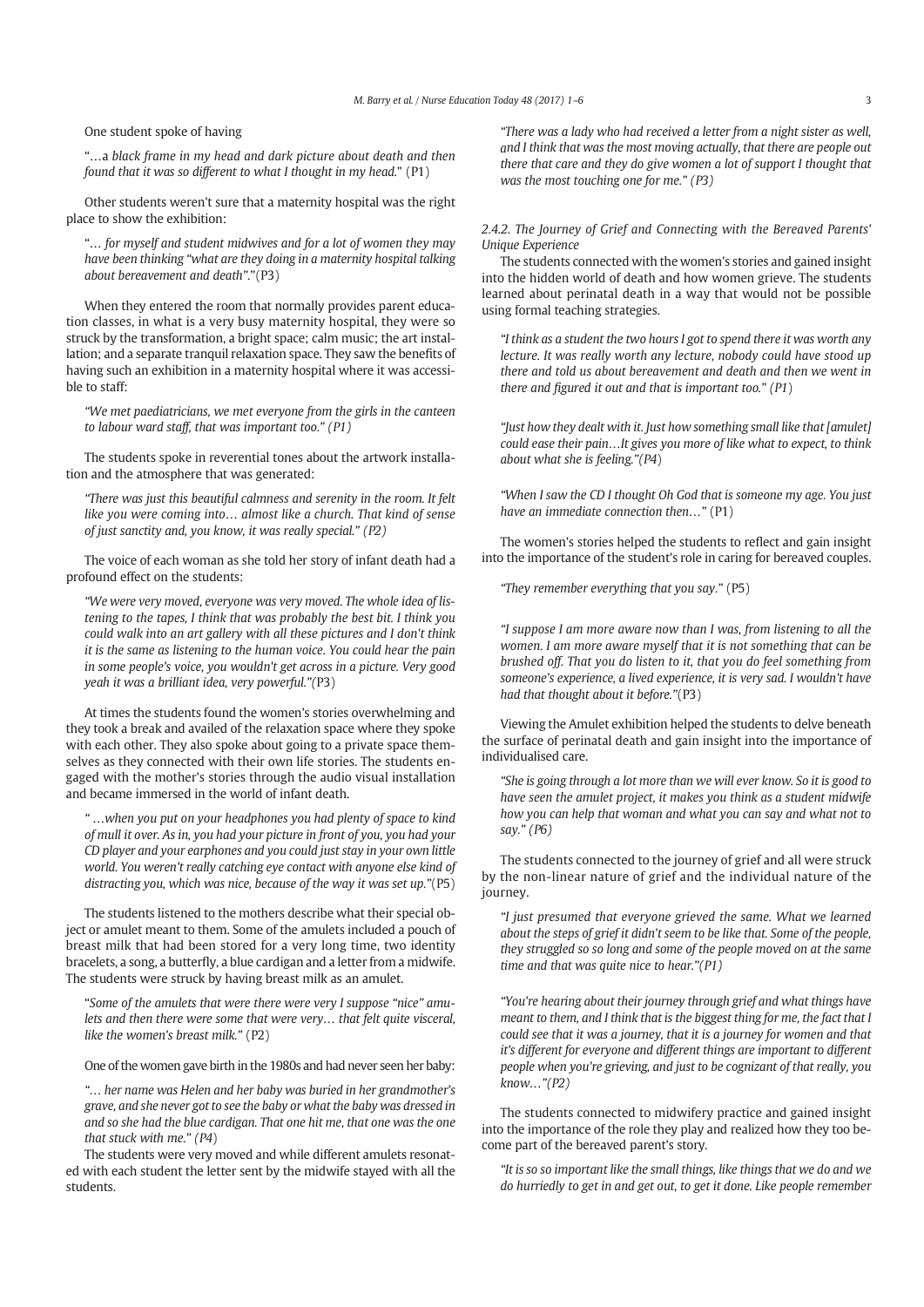One student spoke of having

"…a *black frame in my head and dark picture about death and then found that it was so different to what I thought in my head.*" (P1)

Other students weren't sure that a maternity hospital was the right place to show the exhibition:

"*… for myself and student midwives and for a lot of women they may have been thinking "what are they doing in a maternity hospital talking about bereavement and death"*."(P3)

When they entered the room that normally provides parent education classes, in what is a very busy maternity hospital, they were so struck by the transformation, a bright space; calm music; the art installation; and a separate tranquil relaxation space. They saw the benefits of having such an exhibition in a maternity hospital where it was accessible to staff:

*"We met paediatricians, we met everyone from the girls in the canteen to labour ward staff, that was important too." (P1)*

The students spoke in reverential tones about the artwork installation and the atmosphere that was generated:

*"There was just this beautiful calmness and serenity in the room. It felt like you were coming into… almost like a church. That kind of sense of just sanctity and, you know, it was really special." (P2)*

The voice of each woman as she told her story of infant death had a profound effect on the students:

*"We were very moved, everyone was very moved. The whole idea of listening to the tapes, I think that was probably the best bit. I think you could walk into an art gallery with all these pictures and I don't think it is the same as listening to the human voice. You could hear the pain in some people's voice, you wouldn't get across in a picture. Very good yeah it was a brilliant idea, very powerful."*(P3)

At times the students found the women's stories overwhelming and they took a break and availed of the relaxation space where they spoke with each other. They also spoke about going to a private space themselves as they connected with their own life stories. The students engaged with the mother's stories through the audio visual installation and became immersed in the world of infant death.

*" …when you put on your headphones you had plenty of space to kind of mull it over. As in, you had your picture in front of you, you had your CD player and your earphones and you could just stay in your own little world. You weren't really catching eye contact with anyone else kind of distracting you, which was nice, because of the way it was set up."*(P5)

The students listened to the mothers describe what their special object or amulet meant to them. Some of the amulets included a pouch of breast milk that had been stored for a very long time, two identity bracelets, a song, a butterfly, a blue cardigan and a letter from a midwife. The students were struck by having breast milk as an amulet.

"*Some of the amulets that were there were very I suppose "nice" amulets and then there were some that were very… that felt quite visceral, like the women's breast milk.*" (P2)

One of the women gave birth in the 1980s and had never seen her baby:

*"… her name was Helen and her baby was buried in her grandmother's grave, and she never got to see the baby or what the baby was dressed in and so she had the blue cardigan. That one hit me, that one was the one that stuck with me." (P4)*

The students were very moved and while different amulets resonated with each student the letter sent by the midwife stayed with all the students.

*"There was a lady who had received a letter from a night sister as well, and I think that was the most moving actually, that there are people out there that care and they do give women a lot of support I thought that was the most touching one for me." (P3)*

*2.4.2. The Journey of Grief and Connecting with the Bereaved Parents' Unique Experience*

The students connected with the women's stories and gained insight into the hidden world of death and how women grieve. The students learned about perinatal death in a way that would not be possible using formal teaching strategies.

*"I think as a student the two hours I got to spend there it was worth any lecture. It was really worth any lecture, nobody could have stood up there and told us about bereavement and death and then we went in there and figured it out and that is important too." (P1)*

*"Just how they dealt with it. Just how something small like that [amulet] could ease their pain…It gives you more of like what to expect, to think about what she is feeling."(P4)*

*"When I saw the CD I thought Oh God that is someone my age. You just have an immediate connection then…"* (P1)

The women's stories helped the students to reflect and gain insight into the importance of the student's role in caring for bereaved couples.

*"They remember everything that you say."* (P5)

*"I suppose I am more aware now than I was, from listening to all the women. I am more aware myself that it is not something that can be brushed off. That you do listen to it, that you do feel something from someone's experience, a lived experience, it is very sad. I wouldn't have had that thought about it before."*(P3)

Viewing the Amulet exhibition helped the students to delve beneath the surface of perinatal death and gain insight into the importance of individualised care.

*"She is going through a lot more than we will ever know. So it is good to have seen the amulet project, it makes you think as a student midwife how you can help that woman and what you can say and what not to say." (P6)*

The students connected to the journey of grief and all were struck by the non-linear nature of grief and the individual nature of the journey.

*"I just presumed that everyone grieved the same. What we learned about the steps of grief it didn't seem to be like that. Some of the people, they struggled so so long and some of the people moved on at the same time and that was quite nice to hear."(P1)*

*"You're hearing about their journey through grief and what things have meant to them, and I think that is the biggest thing for me, the fact that I could see that it was a journey, that it is a journey for women and that it's different for everyone and different things are important to different people when you're grieving, and just to be cognizant of that really, you know…"(P2)*

The students connected to midwifery practice and gained insight into the importance of the role they play and realized how they too become part of the bereaved parent's story.

*"It is so so important like the small things, like things that we do and we do hurriedly to get in and get out, to get it done. Like people remember*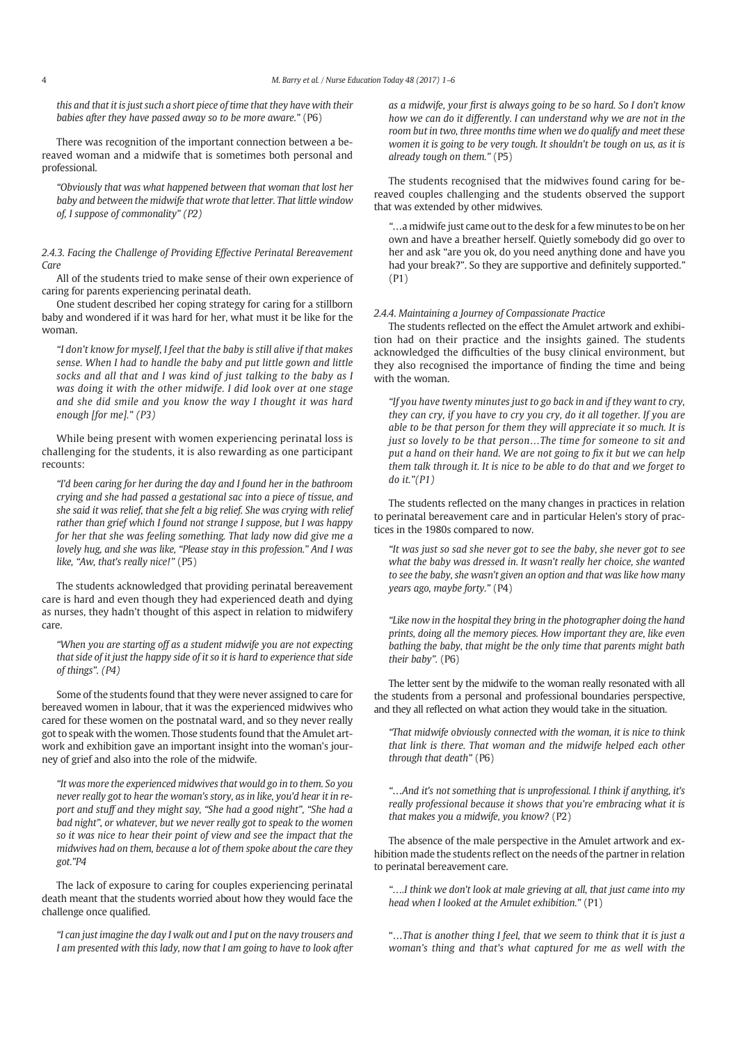*this and that it is just such a short piece of time that they have with their babies after they have passed away so to be more aware."* (P6)

There was recognition of the important connection between a bereaved woman and a midwife that is sometimes both personal and professional.

*"Obviously that was what happened between that woman that lost her baby and between the midwife that wrote that letter. That little window of, I suppose of commonality" (P2)*

### 2.4.3. Facing the Challenge of Providing Effective Perinatal Bereavement Care

All of the students tried to make sense of their own experience of caring for parents experiencing perinatal death.

One student described her coping strategy for caring for a stillborn baby and wondered if it was hard for her, what must it be like for the woman.

*"I don't know for myself, I feel that the baby is still alive if that makes sense. When I had to handle the baby and put little gown and little socks and all that and I was kind of just talking to the baby as I was doing it with the other midwife. I did look over at one stage and she did smile and you know the way I thought it was hard enough [for me]." (P3)*

While being present with women experiencing perinatal loss is challenging for the students, it is also rewarding as one participant recounts:

*"I'd been caring for her during the day and I found her in the bathroom crying and she had passed a gestational sac into a piece of tissue, and she said it was relief, that she felt a big relief. She was crying with relief rather than grief which I found not strange I suppose, but I was happy for her that she was feeling something. That lady now did give me a lovely hug, and she was like, "Please stay in this profession." And I was like, "Aw, that's really nice!"* (P5)

The students acknowledged that providing perinatal bereavement care is hard and even though they had experienced death and dying as nurses, they hadn't thought of this aspect in relation to midwifery care.

*"When you are starting off as a student midwife you are not expecting that side of it just the happy side of it so it is hard to experience that side of things". (P4)*

Some of the students found that they were never assigned to care for bereaved women in labour, that it was the experienced midwives who cared for these women on the postnatal ward, and so they never really got to speak with the women. Those students found that the Amulet artwork and exhibition gave an important insight into the woman's journey of grief and also into the role of the midwife.

*"It was more the experienced midwives that would go in to them. So you never really got to hear the woman's story, as in like, you'd hear it in report and stuff and they might say, "She had a good night", "She had a bad night", or whatever, but we never really got to speak to the women so it was nice to hear their point of view and see the impact that the midwives had on them, because a lot of them spoke about the care they got."P4*

The lack of exposure to caring for couples experiencing perinatal death meant that the students worried about how they would face the challenge once qualified.

*"I can just imagine the day I walk out and I put on the navy trousers and I am presented with this lady, now that I am going to have to look after as a midwife, your first is always going to be so hard. So I don't know how we can do it differently. I can understand why we are not in the room but in two, three months time when we do qualify and meet these women it is going to be very tough. It shouldn't be tough on us, as it is already tough on them."* (P5)

The students recognised that the midwives found caring for bereaved couples challenging and the students observed the support that was extended by other midwives.

*"…a midwife just came out to the desk for a few minutes to be on her own and have a breather herself. Quietly somebody did go over to her and ask "are you ok, do you need anything done and have you had your break?". So they are supportive and definitely supported."* (P1)

### 2.4.4. Maintaining a Journey of Compassionate Practice

The students reflected on the effect the Amulet artwork and exhibition had on their practice and the insights gained. The students acknowledged the difficulties of the busy clinical environment, but they also recognised the importance of finding the time and being with the woman.

*"If you have twenty minutes just to go back in and if they want to cry, they can cry, if you have to cry you cry, do it all together. If you are able to be that person for them they will appreciate it so much. It is just so lovely to be that person…The time for someone to sit and put a hand on their hand. We are not going to fix it but we can help them talk through it. It is nice to be able to do that and we forget to do it."(P1)*

The students reflected on the many changes in practices in relation to perinatal bereavement care and in particular Helen's story of practices in the 1980s compared to now.

*"It was just so sad she never got to see the baby, she never got to see what the baby was dressed in. It wasn't really her choice, she wanted to see the baby, she wasn't given an option and that was like how many years ago, maybe forty."* (P4)

*"Like now in the hospital they bring in the photographer doing the hand prints, doing all the memory pieces. How important they are, like even bathing the baby, that might be the only time that parents might bath their baby".* (P6)

The letter sent by the midwife to the woman really resonated with all the students from a personal and professional boundaries perspective, and they all reflected on what action they would take in the situation.

*"That midwife obviously connected with the woman, it is nice to think that link is there. That woman and the midwife helped each other through that death"* (P6)

*"…And it's not something that is unprofessional. I think if anything, it's really professional because it shows that you're embracing what it is that makes you a midwife, you know?* (P2)

The absence of the male perspective in the Amulet artwork and exhibition made the students reflect on the needs of the partner in relation to perinatal bereavement care.

*"….I think we don't look at male grieving at all, that just came into my head when I looked at the Amulet exhibition."* (P1)

"*…That is another thing I feel, that we seem to think that it is just a woman's thing and that's what captured for me as well with the*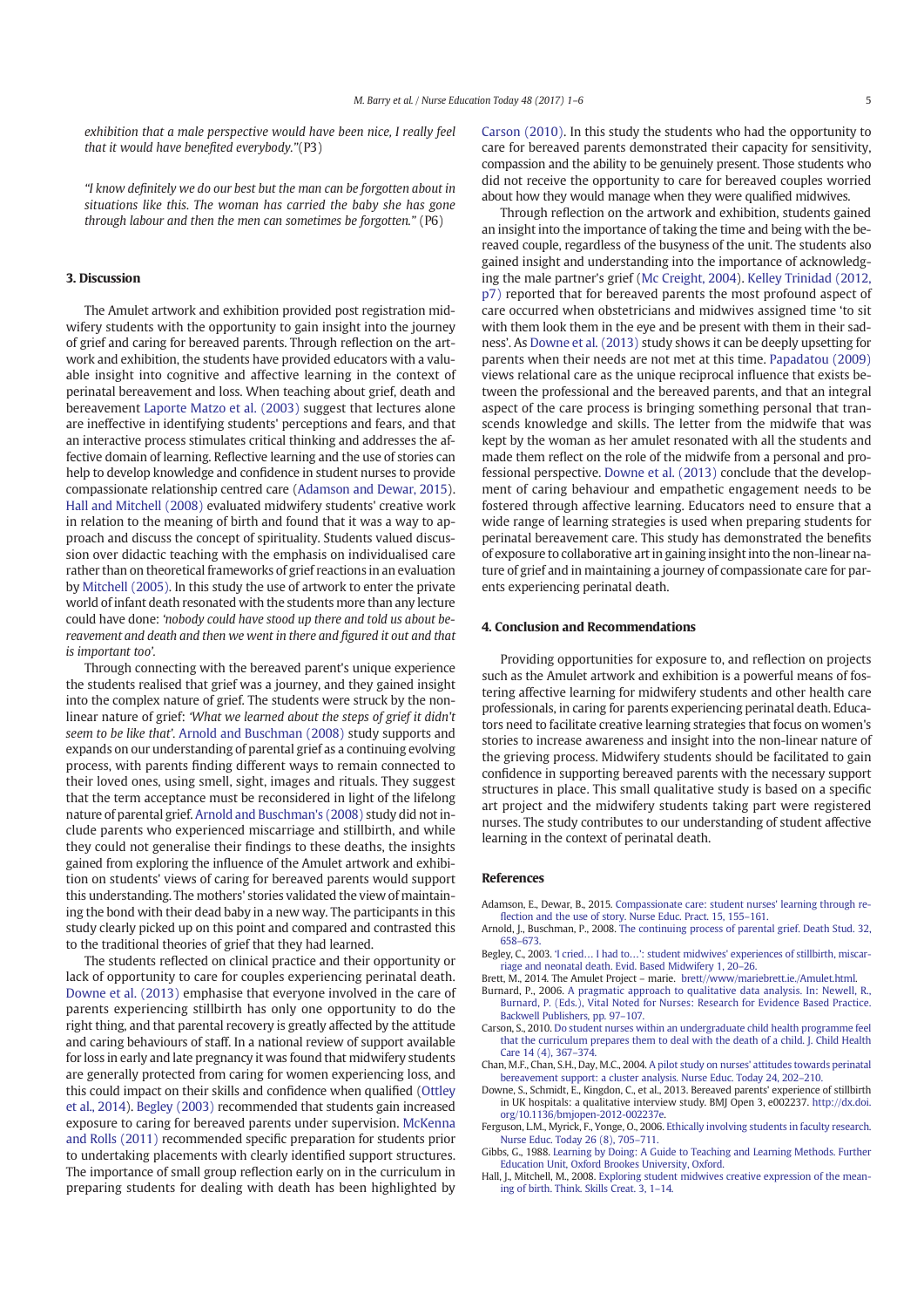*exhibition that a male perspective would have been nice, I really feel that it would have benefited everybody.*"(P3)

*"I know definitely we do our best but the man can be forgotten about in situations like this. The woman has carried the baby she has gone through labour and then the men can sometimes be forgotten."* (P6)

## 3. Discussion

The Amulet artwork and exhibition provided post registration midwifery students with the opportunity to gain insight into the journey of grief and caring for bereaved parents. Through reflection on the artwork and exhibition, the students have provided educators with a valuable insight into cognitive and affective learning in the context of perinatal bereavement and loss. When teaching about grief, death and bereavement Laporte Matzo et al. (2003) suggest that lectures alone are ineffective in identifying students' perceptions and fears, and that an interactive process stimulates critical thinking and addresses the affective domain of learning. Reflective learning and the use of stories can help to develop knowledge and confidence in student nurses to provide compassionate relationship centred care (Adamson and Dewar, 2015). Hall and Mitchell (2008) evaluated midwifery students' creative work in relation to the meaning of birth and found that it was a way to approach and discuss the concept of spirituality. Students valued discussion over didactic teaching with the emphasis on individualised care rather than on theoretical frameworks of grief reactions in an evaluation by Mitchell (2005). In this study the use of artwork to enter the private world of infant death resonated with the students more than any lecture could have done: *'nobody could have stood up there and told us about bereavement and death and then we went in there and figured it out and that is important too'.*

Through connecting with the bereaved parent's unique experience the students realised that grief was a journey, and they gained insight into the complex nature of grief. The students were struck by the nonlinear nature of grief: *'What we learned about the steps of grief it didn't seem to be like that'.* Arnold and Buschman (2008) study supports and expands on our understanding of parental grief as a continuing evolving process, with parents finding different ways to remain connected to their loved ones, using smell, sight, images and rituals. They suggest that the term acceptance must be reconsidered in light of the lifelong nature of parental grief. Arnold and Buschman's (2008) study did not include parents who experienced miscarriage and stillbirth, and while they could not generalise their findings to these deaths, the insights gained from exploring the influence of the Amulet artwork and exhibition on students' views of caring for bereaved parents would support this understanding. The mothers' stories validated the view of maintaining the bond with their dead baby in a new way. The participants in this study clearly picked up on this point and compared and contrasted this to the traditional theories of grief that they had learned.

The students reflected on clinical practice and their opportunity or lack of opportunity to care for couples experiencing perinatal death. Downe et al. (2013) emphasise that everyone involved in the care of parents experiencing stillbirth has only one opportunity to do the right thing, and that parental recovery is greatly affected by the attitude and caring behaviours of staff. In a national review of support available for loss in early and late pregnancy it was found that midwifery students are generally protected from caring for women experiencing loss, and this could impact on their skills and confidence when qualified (Ottley et al., 2014). Begley (2003) recommended that students gain increased exposure to caring for bereaved parents under supervision. McKenna and Rolls (2011) recommended specific preparation for students prior to undertaking placements with clearly identified support structures. The importance of small group reflection early on in the curriculum in preparing students for dealing with death has been highlighted by Carson (2010). In this study the students who had the opportunity to care for bereaved parents demonstrated their capacity for sensitivity, compassion and the ability to be genuinely present. Those students who did not receive the opportunity to care for bereaved couples worried about how they would manage when they were qualified midwives.

Through reflection on the artwork and exhibition, students gained an insight into the importance of taking the time and being with the bereaved couple, regardless of the busyness of the unit. The students also gained insight and understanding into the importance of acknowledging the male partner's grief (Mc Creight, 2004). Kelley Trinidad (2012, p7) reported that for bereaved parents the most profound aspect of care occurred when obstetricians and midwives assigned time 'to sit with them look them in the eye and be present with them in their sadness'. As Downe et al. (2013) study shows it can be deeply upsetting for parents when their needs are not met at this time. Papadatou (2009) views relational care as the unique reciprocal influence that exists between the professional and the bereaved parents, and that an integral aspect of the care process is bringing something personal that transcends knowledge and skills. The letter from the midwife that was kept by the woman as her amulet resonated with all the students and made them reflect on the role of the midwife from a personal and professional perspective. Downe et al. (2013) conclude that the development of caring behaviour and empathetic engagement needs to be fostered through affective learning. Educators need to ensure that a wide range of learning strategies is used when preparing students for perinatal bereavement care. This study has demonstrated the benefits of exposure to collaborative art in gaining insight into the non-linear nature of grief and in maintaining a journey of compassionate care for parents experiencing perinatal death.

## 4. Conclusion and Recommendations

Providing opportunities for exposure to, and reflection on projects such as the Amulet artwork and exhibition is a powerful means of fostering affective learning for midwifery students and other health care professionals, in caring for parents experiencing perinatal death. Educators need to facilitate creative learning strategies that focus on women's stories to increase awareness and insight into the non-linear nature of the grieving process. Midwifery students should be facilitated to gain confidence in supporting bereaved parents with the necessary support structures in place. This small qualitative study is based on a specific art project and the midwifery students taking part were registered nurses. The study contributes to our understanding of student affective learning in the context of perinatal death.

## References

Adamson, E., Dewar, B., 2015. Compassionate care: student nurses' learning through reflection and the use of story. Nurse Educ. Pract. 15, 155–161.

Arnold, J., Buschman, P., 2008. The continuing process of parental grief. Death Stud. 32, 658–673.

Begley, C., 2003. 'I cried… I had to…': student midwives' experiences of stillbirth, miscarriage and neonatal death. Evid. Based Midwifery 1, 20–26.

Brett, M., 2014. The Amulet Project – marie. brett//www/mariebrett.ie./Amulet.html.

Burnard, P., 2006. A pragmatic approach to qualitative data analysis. In: Newell, R., Burnard, P. (Eds.), Vital Noted for Nurses: Research for Evidence Based Practice. Backwell Publishers, pp. 97–107.

Carson, S., 2010. Do student nurses within an undergraduate child health programme feel that the curriculum prepares them to deal with the death of a child. J. Child Health Care 14 (4), 367–374.

Chan, M.F., Chan, S.H., Day, M.C., 2004. A pilot study on nurses' attitudes towards perinatal bereavement support: a cluster analysis. Nurse Educ. Today 24, 202–210.

Downe, S., Schmidt, E., Kingdon, C., et al., 2013. Bereaved parents' experience of stillbirth in UK hospitals: a qualitative interview study. BMJ Open 3, e002237. http://dx.doi.org/10.1136/bmjopen-2012-002237e.

Ferguson, L.M., Myrick, F., Yonge, O., 2006. Ethically involving students in faculty research. Nurse Educ. Today 26 (8), 705–711.

Gibbs, G., 1988. Learning by Doing: A Guide to Teaching and Learning Methods. Further Education Unit, Oxford Brookes University, Oxford.

Hall, J., Mitchell, M., 2008. Exploring student midwives creative expression of the meaning of birth. Think. Skills Creat. 3, 1–14.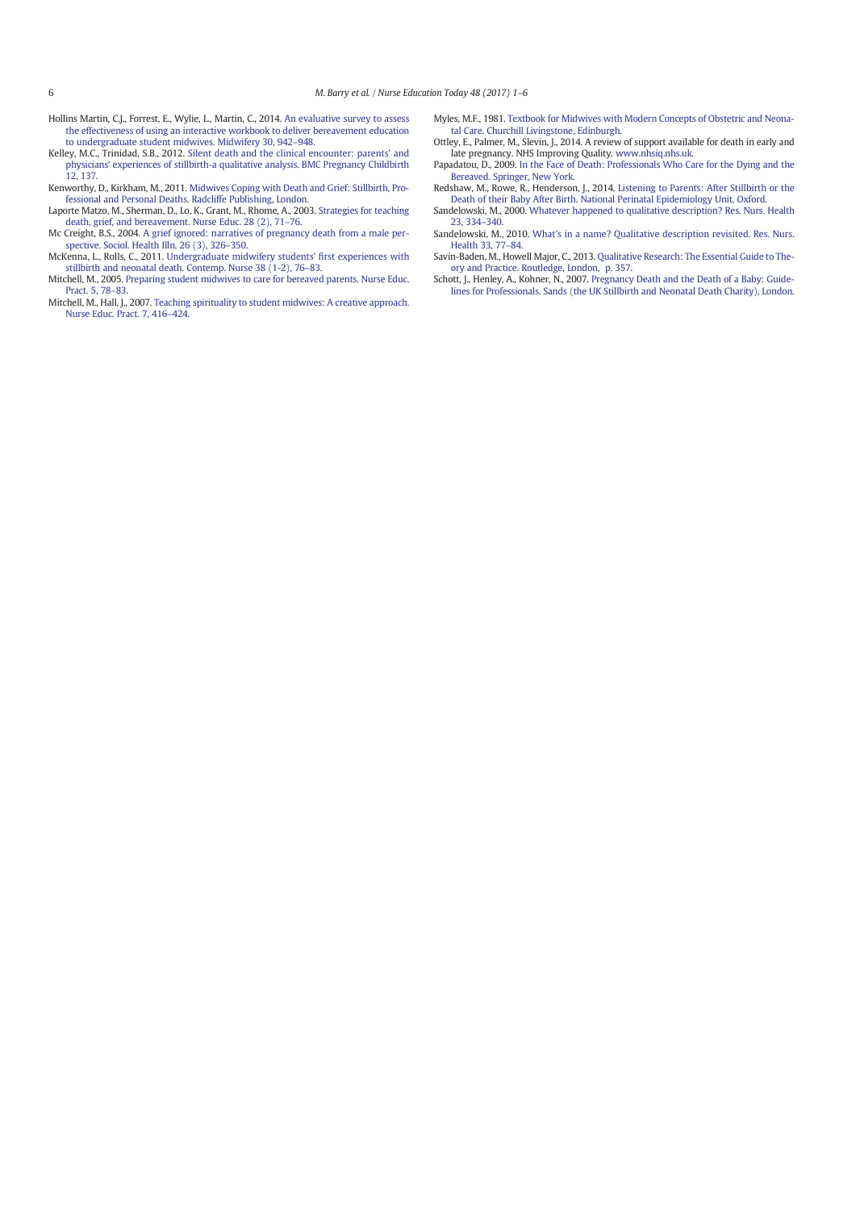Hollins Martin, C.J., Forrest, E., Wylie, L., Martin, C., 2014. An evaluative survey to assess the effectiveness of using an interactive workbook to deliver bereavement education to undergraduate student midwives. Midwifery 30, 942–948.

Kelley, M.C., Trinidad, S.B., 2012. Silent death and the clinical encounter: parents' and physicians' experiences of stillbirth-a qualitative analysis. BMC Pregnancy Childbirth 12, 137.

Kenworthy, D., Kirkham, M., 2011. Midwives Coping with Death and Grief: Stillbirth, Professional and Personal Deaths. Radcliffe Publishing, London.

Laporte Matzo, M., Sherman, D., Lo, K., Grant, M., Rhome, A., 2003. Strategies for teaching death, grief, and bereavement. Nurse Educ. 28 (2), 71–76.

Mc Creight, B.S., 2004. A grief ignored: narratives of pregnancy death from a male perspective. Sociol. Health Illn. 26 (3), 326–350.

McKenna, L., Rolls, C., 2011. Undergraduate midwifery students' first experiences with stillbirth and neonatal death. Contemp. Nurse 38 (1-2), 76–83.

Mitchell, M., 2005. Preparing student midwives to care for bereaved parents. Nurse Educ. Pract. 5, 78–83.

Mitchell, M., Hall, J., 2007. Teaching spirituality to student midwives: A creative approach. Nurse Educ. Pract. 7, 416–424.

Myles, M.F., 1981. Textbook for Midwives with Modern Concepts of Obstetric and Neonatal Care. Churchill Livingstone, Edinburgh.

Ottley, E., Palmer, M., Slevin, J., 2014. A review of support available for death in early and late pregnancy. NHS Improving Quality. www.nhsiq.nhs.uk.

Papadatou, D., 2009. In the Face of Death: Professionals Who Care for the Dying and the Bereaved. Springer, New York.

Redshaw, M., Rowe, R., Henderson, J., 2014. Listening to Parents: After Stillbirth or the Death of their Baby After Birth. National Perinatal Epidemiology Unit, Oxford.

Sandelowski, M., 2000. Whatever happened to qualitative description? Res. Nurs. Health 23, 334–340.

Sandelowski, M., 2010. What's in a name? Qualitative description revisited. Res. Nurs. Health 33, 77–84.

Savin-Baden, M., Howell Major, C., 2013. Qualitative Research: The Essential Guide to Theory and Practice. Routledge, London, p. 357.

Schott, J., Henley, A., Kohner, N., 2007. Pregnancy Death and the Death of a Baby: Guidelines for Professionals. Sands (the UK Stillbirth and Neonatal Death Charity), London.